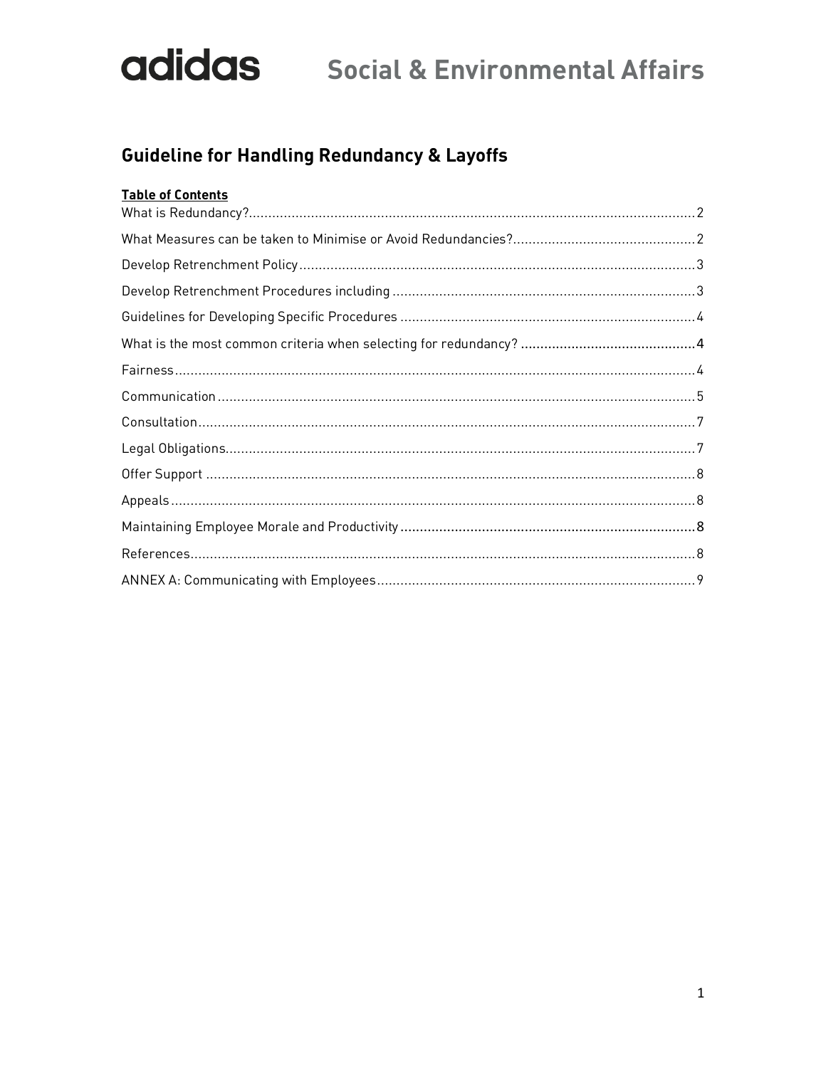adidas **Social & Environmental Affairs**

## Guideline for Handling Redundancy & Layoffs

**Table of Contents**

What is Redundancy? ..... 2

What Measures can be taken to Minimise or Avoid Redundancies? ..... 2

Develop Retrenchment Policy ..... 3

Develop Retrenchment Procedures including ..... 3

Guidelines for Developing Specific Procedures ..... 4

What is the most common criteria when selecting for redundancy? ..... 4

Fairness ..... 4

Communication ..... 5

Consultation ..... 7

Legal Obligations ..... 7

Offer Support ..... 8

Appeals ..... 8

Maintaining Employee Morale and Productivity ..... 8

References ..... 8

ANNEX A: Communicating with Employees ..... 9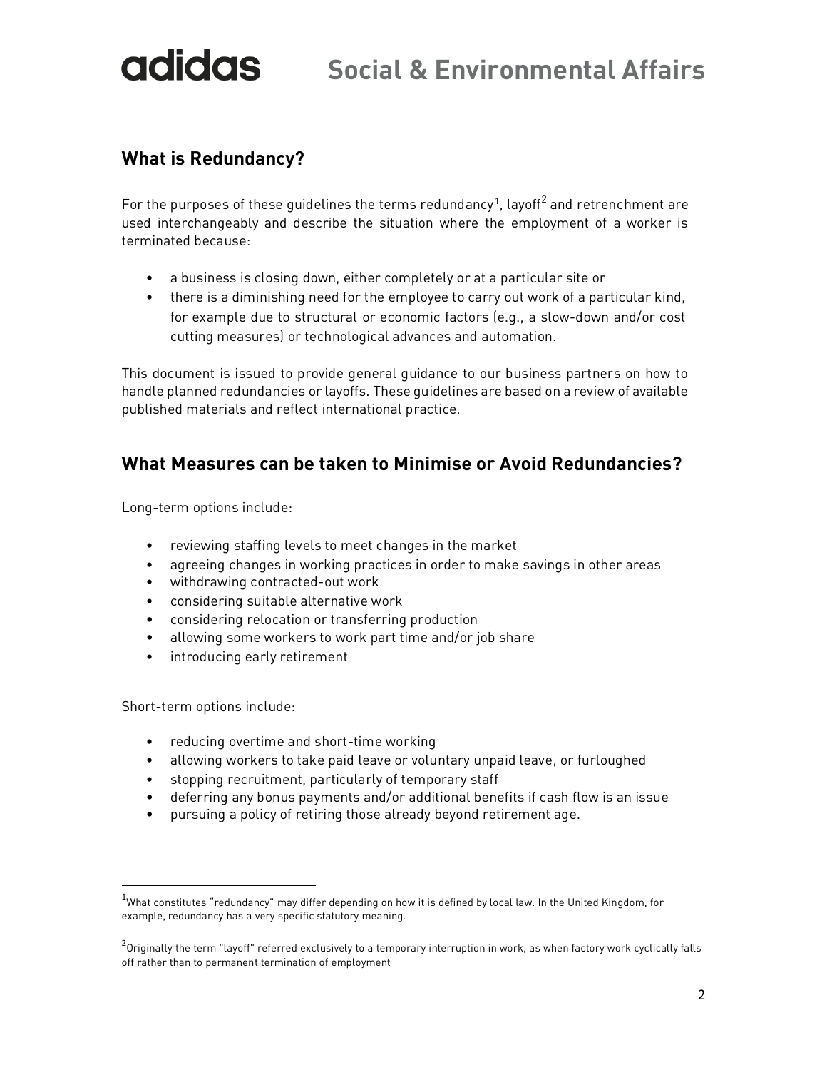## What is Redundancy?

For the purposes of these guidelines the terms redundancy[1], layoff[2] and retrenchment are used interchangeably and describe the situation where the employment of a worker is terminated because:

- a business is closing down, either completely or at a particular site or
- there is a diminishing need for the employee to carry out work of a particular kind, for example due to structural or economic factors (e.g., a slow-down and/or cost cutting measures) or technological advances and automation.

This document is issued to provide general guidance to our business partners on how to handle planned redundancies or layoffs. These guidelines are based on a review of available published materials and reflect international practice.

## What Measures can be taken to Minimise or Avoid Redundancies?

Long-term options include:

- reviewing staffing levels to meet changes in the market
- agreeing changes in working practices in order to make savings in other areas
- withdrawing contracted-out work
- considering suitable alternative work
- considering relocation or transferring production
- allowing some workers to work part time and/or job share
- introducing early retirement

Short-term options include:

- reducing overtime and short-time working
- allowing workers to take paid leave or voluntary unpaid leave, or furloughed
- stopping recruitment, particularly of temporary staff
- deferring any bonus payments and/or additional benefits if cash flow is an issue
- pursuing a policy of retiring those already beyond retirement age.

---

[1] What constitutes "redundancy" may differ depending on how it is defined by local law. In the United Kingdom, for example, redundancy has a very specific statutory meaning.

[2] Originally the term "layoff" referred exclusively to a temporary interruption in work, as when factory work cyclically falls off rather than to permanent termination of employment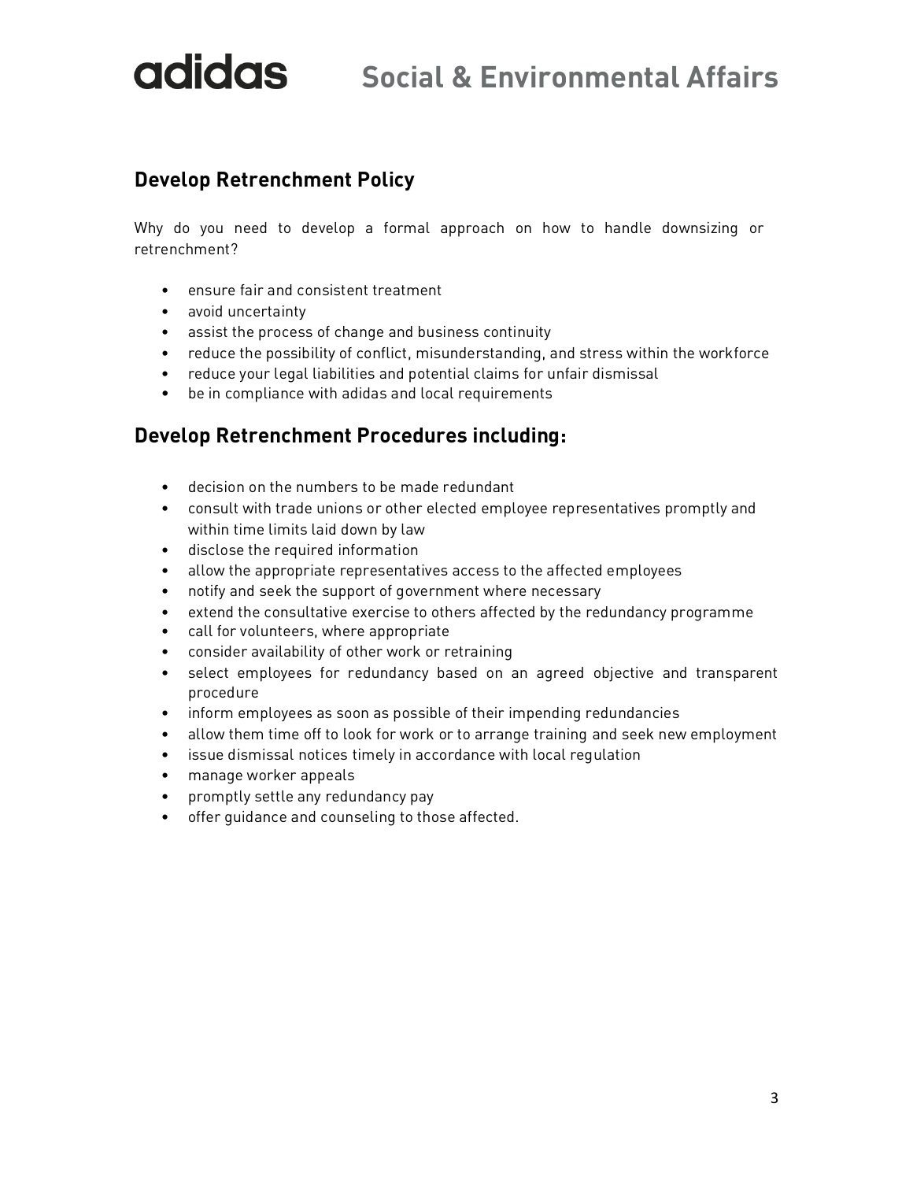## Develop Retrenchment Policy

Why do you need to develop a formal approach on how to handle downsizing or retrenchment?

- ensure fair and consistent treatment
- avoid uncertainty
- assist the process of change and business continuity
- reduce the possibility of conflict, misunderstanding, and stress within the workforce
- reduce your legal liabilities and potential claims for unfair dismissal
- be in compliance with adidas and local requirements

## Develop Retrenchment Procedures including:

- decision on the numbers to be made redundant
- consult with trade unions or other elected employee representatives promptly and within time limits laid down by law
- disclose the required information
- allow the appropriate representatives access to the affected employees
- notify and seek the support of government where necessary
- extend the consultative exercise to others affected by the redundancy programme
- call for volunteers, where appropriate
- consider availability of other work or retraining
- select employees for redundancy based on an agreed objective and transparent procedure
- inform employees as soon as possible of their impending redundancies
- allow them time off to look for work or to arrange training and seek new employment
- issue dismissal notices timely in accordance with local regulation
- manage worker appeals
- promptly settle any redundancy pay
- offer guidance and counseling to those affected.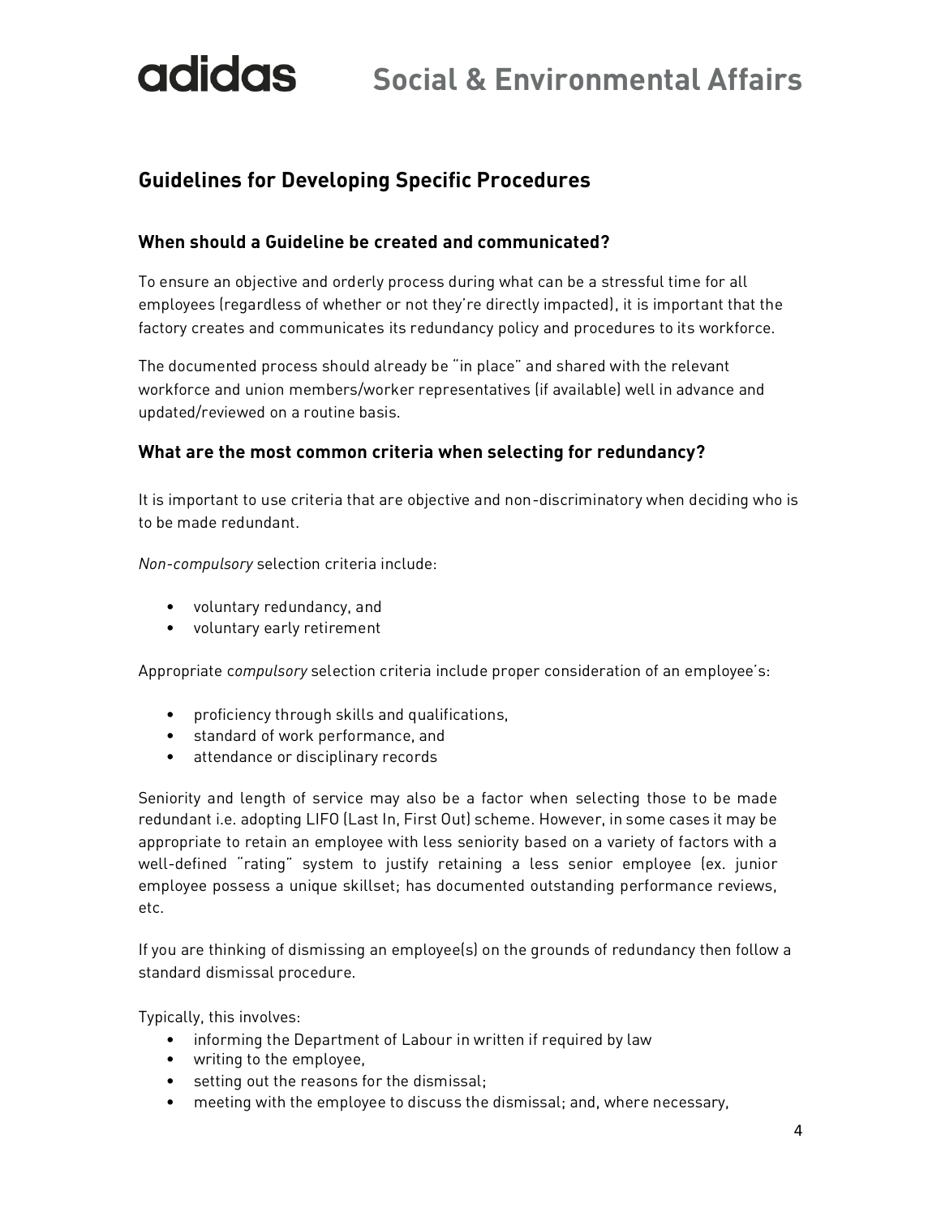## Guidelines for Developing Specific Procedures

### When should a Guideline be created and communicated?

To ensure an objective and orderly process during what can be a stressful time for all employees (regardless of whether or not they're directly impacted), it is important that the factory creates and communicates its redundancy policy and procedures to its workforce.

The documented process should already be "in place" and shared with the relevant workforce and union members/worker representatives (if available) well in advance and updated/reviewed on a routine basis.

### What are the most common criteria when selecting for redundancy?

It is important to use criteria that are objective and non-discriminatory when deciding who is to be made redundant.

*Non-compulsory* selection criteria include:

- voluntary redundancy, and
- voluntary early retirement

Appropriate *compulsory* selection criteria include proper consideration of an employee's:

- proficiency through skills and qualifications,
- standard of work performance, and
- attendance or disciplinary records

Seniority and length of service may also be a factor when selecting those to be made redundant i.e. adopting LIFO (Last In, First Out) scheme. However, in some cases it may be appropriate to retain an employee with less seniority based on a variety of factors with a well-defined "rating" system to justify retaining a less senior employee (ex. junior employee possess a unique skillset; has documented outstanding performance reviews, etc.

If you are thinking of dismissing an employee(s) on the grounds of redundancy then follow a standard dismissal procedure.

Typically, this involves:

- informing the Department of Labour in written if required by law
- writing to the employee,
- setting out the reasons for the dismissal;
- meeting with the employee to discuss the dismissal; and, where necessary,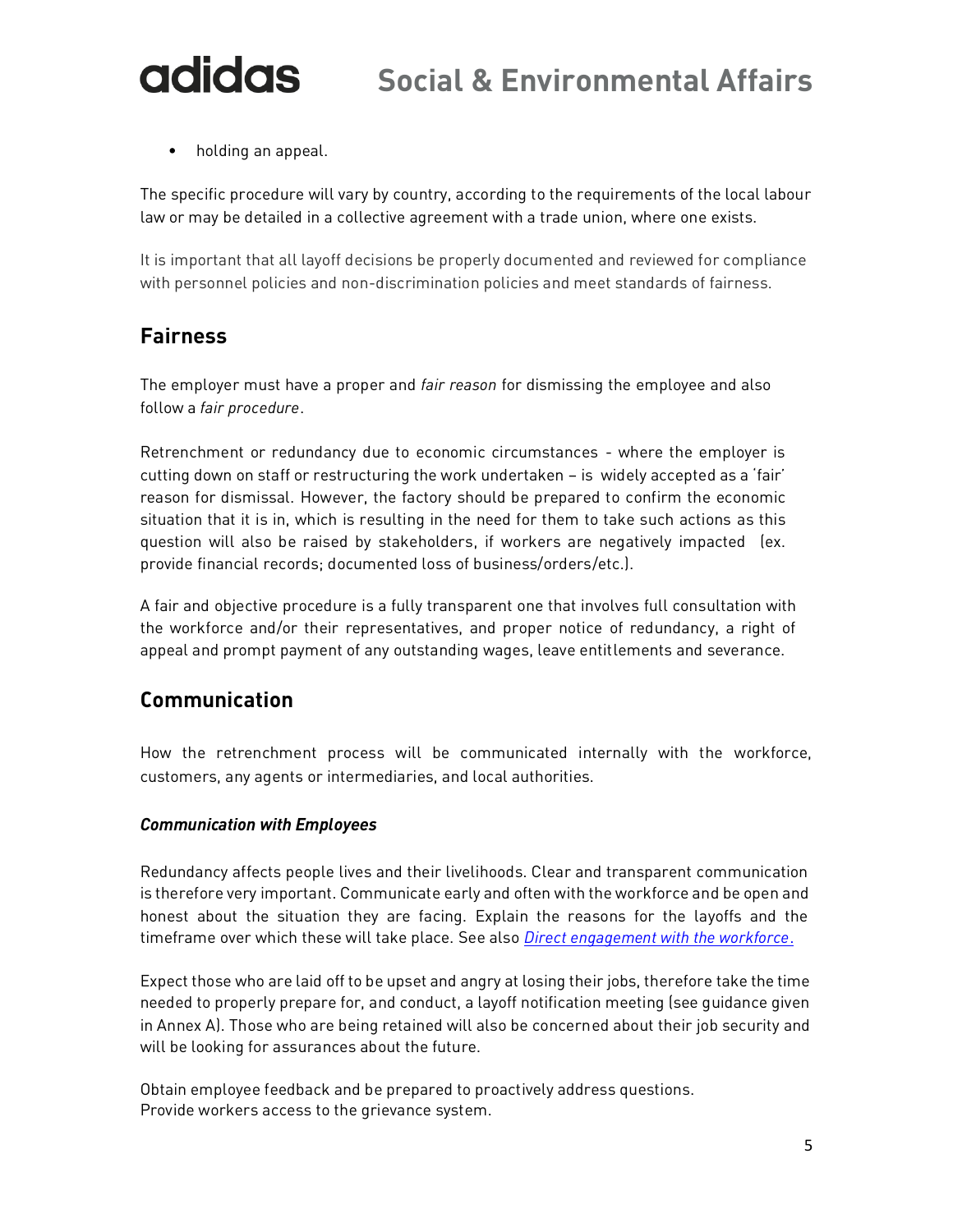- holding an appeal.

The specific procedure will vary by country, according to the requirements of the local labour law or may be detailed in a collective agreement with a trade union, where one exists.

It is important that all layoff decisions be properly documented and reviewed for compliance with personnel policies and non-discrimination policies and meet standards of fairness.

## Fairness

The employer must have a proper and *fair reason* for dismissing the employee and also follow a *fair procedure*.

Retrenchment or redundancy due to economic circumstances - where the employer is cutting down on staff or restructuring the work undertaken – is widely accepted as a 'fair' reason for dismissal. However, the factory should be prepared to confirm the economic situation that it is in, which is resulting in the need for them to take such actions as this question will also be raised by stakeholders, if workers are negatively impacted (ex. provide financial records; documented loss of business/orders/etc.).

A fair and objective procedure is a fully transparent one that involves full consultation with the workforce and/or their representatives, and proper notice of redundancy, a right of appeal and prompt payment of any outstanding wages, leave entitlements and severance.

## Communication

How the retrenchment process will be communicated internally with the workforce, customers, any agents or intermediaries, and local authorities.

### *Communication with Employees*

Redundancy affects people lives and their livelihoods. Clear and transparent communication is therefore very important. Communicate early and often with the workforce and be open and honest about the situation they are facing. Explain the reasons for the layoffs and the timeframe over which these will take place. See also *Direct engagement with the workforce*.

Expect those who are laid off to be upset and angry at losing their jobs, therefore take the time needed to properly prepare for, and conduct, a layoff notification meeting (see guidance given in Annex A). Those who are being retained will also be concerned about their job security and will be looking for assurances about the future.

Obtain employee feedback and be prepared to proactively address questions.
Provide workers access to the grievance system.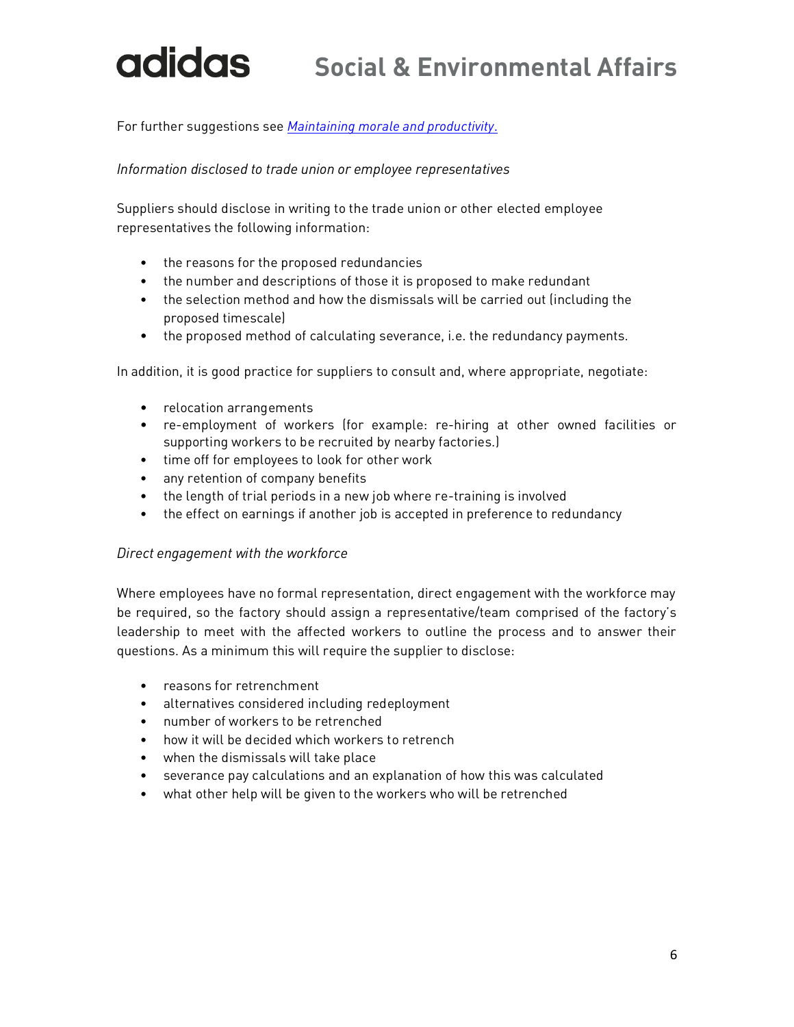For further suggestions see *[Maintaining morale and productivity.](#)*

*Information disclosed to trade union or employee representatives*

Suppliers should disclose in writing to the trade union or other elected employee representatives the following information:

- the reasons for the proposed redundancies
- the number and descriptions of those it is proposed to make redundant
- the selection method and how the dismissals will be carried out (including the proposed timescale)
- the proposed method of calculating severance, i.e. the redundancy payments.

In addition, it is good practice for suppliers to consult and, where appropriate, negotiate:

- relocation arrangements
- re-employment of workers (for example: re-hiring at other owned facilities or supporting workers to be recruited by nearby factories.)
- time off for employees to look for other work
- any retention of company benefits
- the length of trial periods in a new job where re-training is involved
- the effect on earnings if another job is accepted in preference to redundancy

*Direct engagement with the workforce*

Where employees have no formal representation, direct engagement with the workforce may be required, so the factory should assign a representative/team comprised of the factory's leadership to meet with the affected workers to outline the process and to answer their questions. As a minimum this will require the supplier to disclose:

- reasons for retrenchment
- alternatives considered including redeployment
- number of workers to be retrenched
- how it will be decided which workers to retrench
- when the dismissals will take place
- severance pay calculations and an explanation of how this was calculated
- what other help will be given to the workers who will be retrenched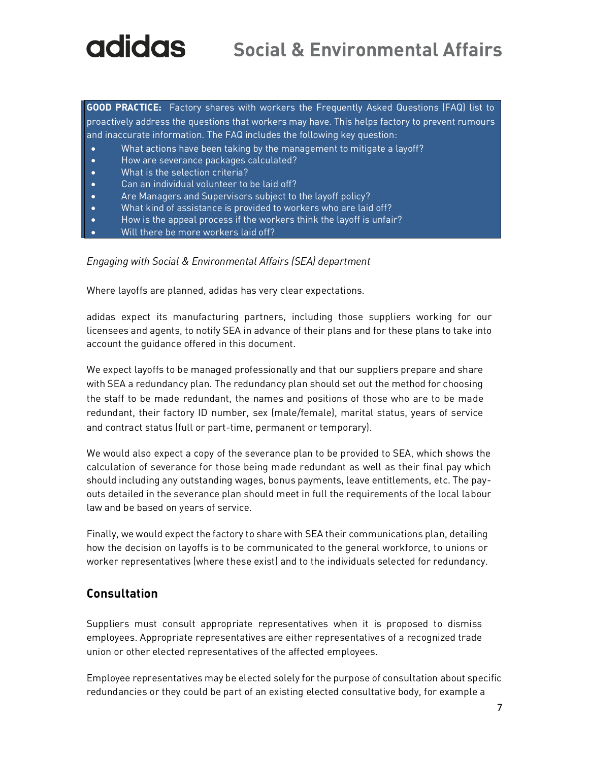**GOOD PRACTICE:** Factory shares with workers the Frequently Asked Questions (FAQ) list to proactively address the questions that workers may have. This helps factory to prevent rumours and inaccurate information. The FAQ includes the following key question:

- What actions have been taking by the management to mitigate a layoff?
- How are severance packages calculated?
- What is the selection criteria?
- Can an individual volunteer to be laid off?
- Are Managers and Supervisors subject to the layoff policy?
- What kind of assistance is provided to workers who are laid off?
- How is the appeal process if the workers think the layoff is unfair?
- Will there be more workers laid off?

*Engaging with Social & Environmental Affairs (SEA) department*

Where layoffs are planned, adidas has very clear expectations.

adidas expect its manufacturing partners, including those suppliers working for our licensees and agents, to notify SEA in advance of their plans and for these plans to take into account the guidance offered in this document.

We expect layoffs to be managed professionally and that our suppliers prepare and share with SEA a redundancy plan. The redundancy plan should set out the method for choosing the staff to be made redundant, the names and positions of those who are to be made redundant, their factory ID number, sex (male/female), marital status, years of service and contract status (full or part-time, permanent or temporary).

We would also expect a copy of the severance plan to be provided to SEA, which shows the calculation of severance for those being made redundant as well as their final pay which should including any outstanding wages, bonus payments, leave entitlements, etc. The pay-outs detailed in the severance plan should meet in full the requirements of the local labour law and be based on years of service.

Finally, we would expect the factory to share with SEA their communications plan, detailing how the decision on layoffs is to be communicated to the general workforce, to unions or worker representatives (where these exist) and to the individuals selected for redundancy.

## Consultation

Suppliers must consult appropriate representatives when it is proposed to dismiss employees. Appropriate representatives are either representatives of a recognized trade union or other elected representatives of the affected employees.

Employee representatives may be elected solely for the purpose of consultation about specific redundancies or they could be part of an existing elected consultative body, for example a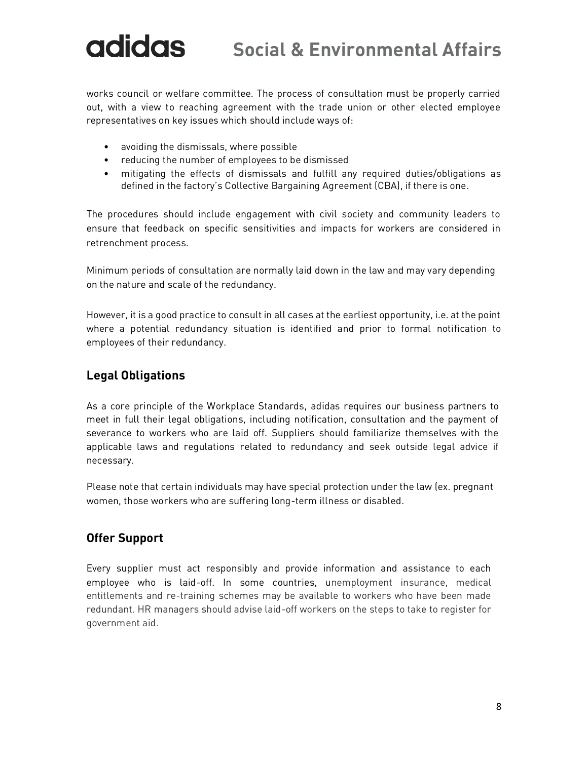works council or welfare committee. The process of consultation must be properly carried out, with a view to reaching agreement with the trade union or other elected employee representatives on key issues which should include ways of:

- avoiding the dismissals, where possible
- reducing the number of employees to be dismissed
- mitigating the effects of dismissals and fulfill any required duties/obligations as defined in the factory's Collective Bargaining Agreement (CBA), if there is one.

The procedures should include engagement with civil society and community leaders to ensure that feedback on specific sensitivities and impacts for workers are considered in retrenchment process.

Minimum periods of consultation are normally laid down in the law and may vary depending on the nature and scale of the redundancy.

However, it is a good practice to consult in all cases at the earliest opportunity, i.e. at the point where a potential redundancy situation is identified and prior to formal notification to employees of their redundancy.

## Legal Obligations

As a core principle of the Workplace Standards, adidas requires our business partners to meet in full their legal obligations, including notification, consultation and the payment of severance to workers who are laid off. Suppliers should familiarize themselves with the applicable laws and regulations related to redundancy and seek outside legal advice if necessary.

Please note that certain individuals may have special protection under the law (ex. pregnant women, those workers who are suffering long-term illness or disabled.

## Offer Support

Every supplier must act responsibly and provide information and assistance to each employee who is laid-off. In some countries, unemployment insurance, medical entitlements and re-training schemes may be available to workers who have been made redundant. HR managers should advise laid-off workers on the steps to take to register for government aid.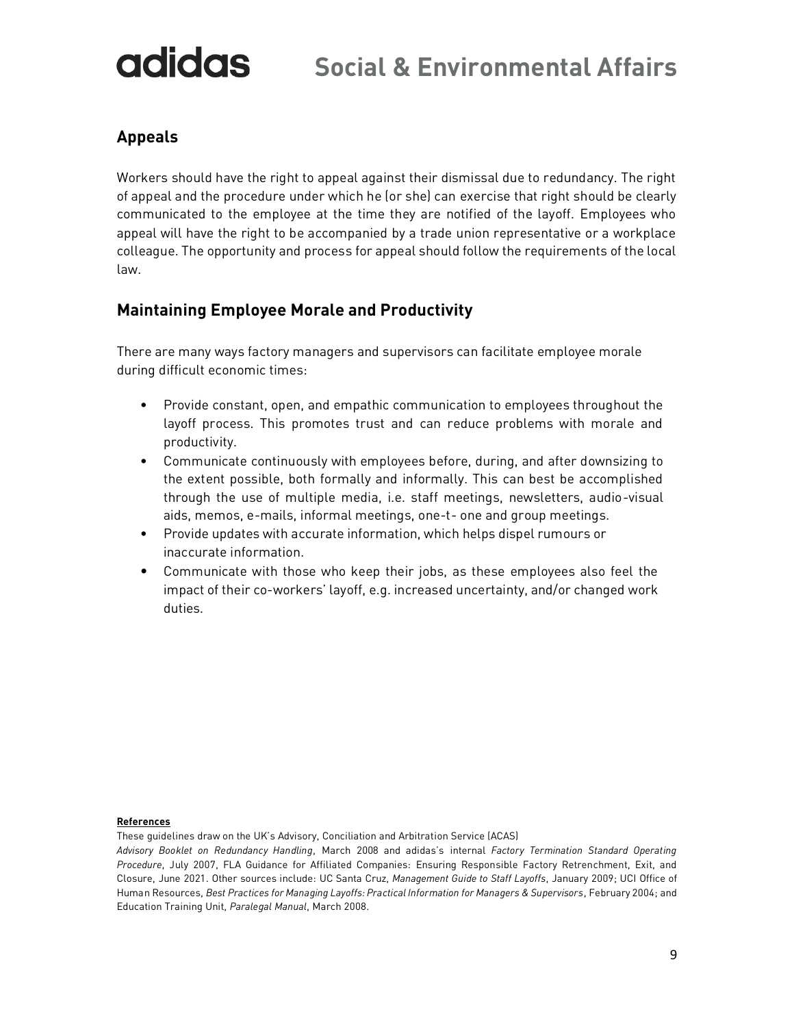## Appeals

Workers should have the right to appeal against their dismissal due to redundancy. The right of appeal and the procedure under which he (or she) can exercise that right should be clearly communicated to the employee at the time they are notified of the layoff. Employees who appeal will have the right to be accompanied by a trade union representative or a workplace colleague. The opportunity and process for appeal should follow the requirements of the local law.

## Maintaining Employee Morale and Productivity

There are many ways factory managers and supervisors can facilitate employee morale during difficult economic times:

- Provide constant, open, and empathic communication to employees throughout the layoff process. This promotes trust and can reduce problems with morale and productivity.
- Communicate continuously with employees before, during, and after downsizing to the extent possible, both formally and informally. This can best be accomplished through the use of multiple media, i.e. staff meetings, newsletters, audio-visual aids, memos, e-mails, informal meetings, one-t- one and group meetings.
- Provide updates with accurate information, which helps dispel rumours or inaccurate information.
- Communicate with those who keep their jobs, as these employees also feel the impact of their co-workers' layoff, e.g. increased uncertainty, and/or changed work duties.

**References**

These guidelines draw on the UK's Advisory, Conciliation and Arbitration Service (ACAS) *Advisory Booklet on Redundancy Handling*, March 2008 and adidas's internal *Factory Termination Standard Operating Procedure*, July 2007, FLA Guidance for Affiliated Companies: Ensuring Responsible Factory Retrenchment, Exit, and Closure, June 2021. Other sources include: UC Santa Cruz, *Management Guide to Staff Layoffs*, January 2009; UCI Office of Human Resources, *Best Practices for Managing Layoffs: Practical Information for Managers & Supervisors*, February 2004; and Education Training Unit, *Paralegal Manual*, March 2008.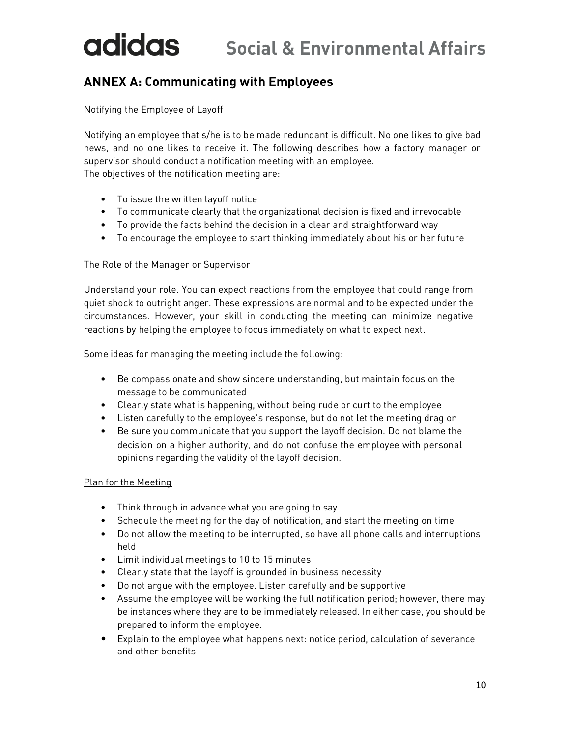# ANNEX A: Communicating with Employees

Notifying the Employee of Layoff

Notifying an employee that s/he is to be made redundant is difficult. No one likes to give bad news, and no one likes to receive it. The following describes how a factory manager or supervisor should conduct a notification meeting with an employee.
The objectives of the notification meeting are:

- To issue the written layoff notice
- To communicate clearly that the organizational decision is fixed and irrevocable
- To provide the facts behind the decision in a clear and straightforward way
- To encourage the employee to start thinking immediately about his or her future

The Role of the Manager or Supervisor

Understand your role. You can expect reactions from the employee that could range from quiet shock to outright anger. These expressions are normal and to be expected under the circumstances. However, your skill in conducting the meeting can minimize negative reactions by helping the employee to focus immediately on what to expect next.

Some ideas for managing the meeting include the following:

- Be compassionate and show sincere understanding, but maintain focus on the message to be communicated
- Clearly state what is happening, without being rude or curt to the employee
- Listen carefully to the employee's response, but do not let the meeting drag on
- Be sure you communicate that you support the layoff decision. Do not blame the decision on a higher authority, and do not confuse the employee with personal opinions regarding the validity of the layoff decision.

Plan for the Meeting

- Think through in advance what you are going to say
- Schedule the meeting for the day of notification, and start the meeting on time
- Do not allow the meeting to be interrupted, so have all phone calls and interruptions held
- Limit individual meetings to 10 to 15 minutes
- Clearly state that the layoff is grounded in business necessity
- Do not argue with the employee. Listen carefully and be supportive
- Assume the employee will be working the full notification period; however, there may be instances where they are to be immediately released. In either case, you should be prepared to inform the employee.
- Explain to the employee what happens next: notice period, calculation of severance and other benefits